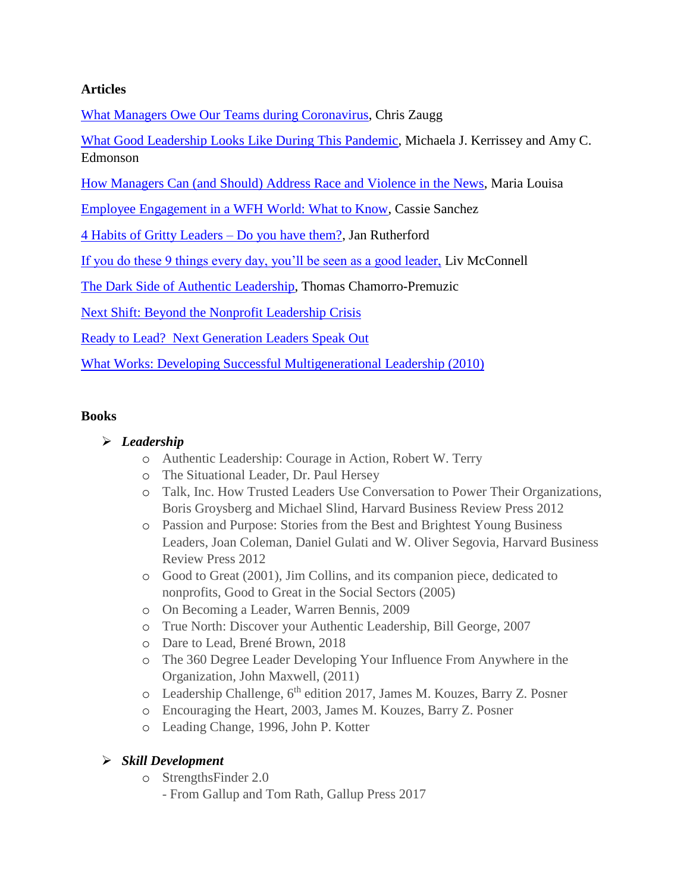**Articles**

What Managers Owe Our Teams during Coronavirus, Chris Zaugg

What Good Leadership Looks Like During This Pandemic, Michaela J. Kerrissey and Amy C. Edmonson

How Managers Can (and Should) Address Race and Violence in the News, Maria Louisa

Employee Engagement in a WFH World: What to Know, Cassie Sanchez

4 Habits of Gritty Leaders – Do you have them?, Jan Rutherford

If you do these 9 things every day, you'll be seen as a good leader, Liv McConnell

The Dark Side of Authentic Leadership, Thomas Chamorro-Premuzic

Next Shift: Beyond the Nonprofit Leadership Crisis

Ready to Lead? Next Generation Leaders Speak Out

What Works: Developing Successful Multigenerational Leadership (2010)

**Books**

- ***Leadership***
  - Authentic Leadership: Courage in Action, Robert W. Terry
  - The Situational Leader, Dr. Paul Hersey
  - Talk, Inc. How Trusted Leaders Use Conversation to Power Their Organizations, Boris Groysberg and Michael Slind, Harvard Business Review Press 2012
  - Passion and Purpose: Stories from the Best and Brightest Young Business Leaders, Joan Coleman, Daniel Gulati and W. Oliver Segovia, Harvard Business Review Press 2012
  - Good to Great (2001), Jim Collins, and its companion piece, dedicated to nonprofits, Good to Great in the Social Sectors (2005)
  - On Becoming a Leader, Warren Bennis, 2009
  - True North: Discover your Authentic Leadership, Bill George, 2007
  - Dare to Lead, Brené Brown, 2018
  - The 360 Degree Leader Developing Your Influence From Anywhere in the Organization, John Maxwell, (2011)
  - Leadership Challenge, 6th edition 2017, James M. Kouzes, Barry Z. Posner
  - Encouraging the Heart, 2003, James M. Kouzes, Barry Z. Posner
  - Leading Change, 1996, John P. Kotter

- ***Skill Development***
  - StrengthsFinder 2.0
    - From Gallup and Tom Rath, Gallup Press 2017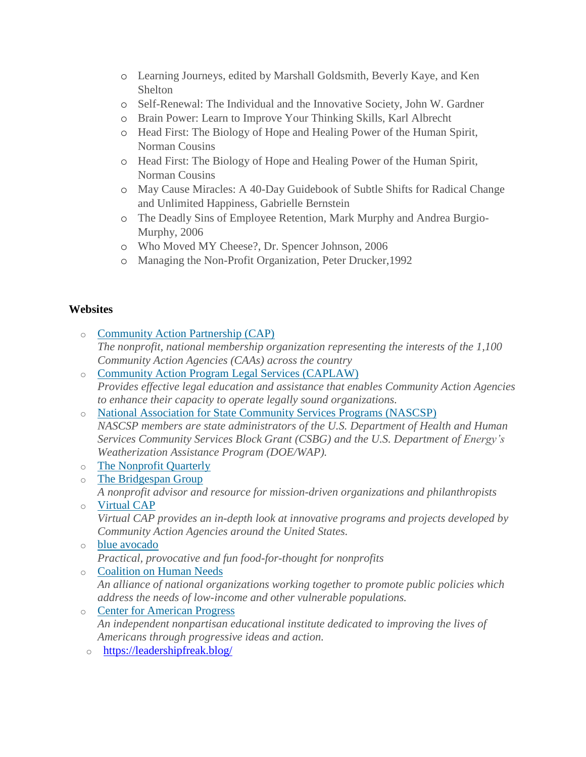- Learning Journeys, edited by Marshall Goldsmith, Beverly Kaye, and Ken Shelton
- Self-Renewal: The Individual and the Innovative Society, John W. Gardner
- Brain Power: Learn to Improve Your Thinking Skills, Karl Albrecht
- Head First: The Biology of Hope and Healing Power of the Human Spirit, Norman Cousins
- Head First: The Biology of Hope and Healing Power of the Human Spirit, Norman Cousins
- May Cause Miracles: A 40-Day Guidebook of Subtle Shifts for Radical Change and Unlimited Happiness, Gabrielle Bernstein
- The Deadly Sins of Employee Retention, Mark Murphy and Andrea Burgio-Murphy, 2006
- Who Moved MY Cheese?, Dr. Spencer Johnson, 2006
- Managing the Non-Profit Organization, Peter Drucker,1992

**Websites**

- Community Action Partnership (CAP)
  *The nonprofit, national membership organization representing the interests of the 1,100 Community Action Agencies (CAAs) across the country*
- Community Action Program Legal Services (CAPLAW)
  *Provides effective legal education and assistance that enables Community Action Agencies to enhance their capacity to operate legally sound organizations.*
- National Association for State Community Services Programs (NASCSP)
  *NASCSP members are state administrators of the U.S. Department of Health and Human Services Community Services Block Grant (CSBG) and the U.S. Department of Energy's Weatherization Assistance Program (DOE/WAP).*
- The Nonprofit Quarterly
- The Bridgespan Group
  *A nonprofit advisor and resource for mission-driven organizations and philanthropists*
- Virtual CAP
  *Virtual CAP provides an in-depth look at innovative programs and projects developed by Community Action Agencies around the United States.*
- blue avocado
  *Practical, provocative and fun food-for-thought for nonprofits*
- Coalition on Human Needs
  *An alliance of national organizations working together to promote public policies which address the needs of low-income and other vulnerable populations.*
- Center for American Progress
  *An independent nonpartisan educational institute dedicated to improving the lives of Americans through progressive ideas and action.*
- https://leadershipfreak.blog/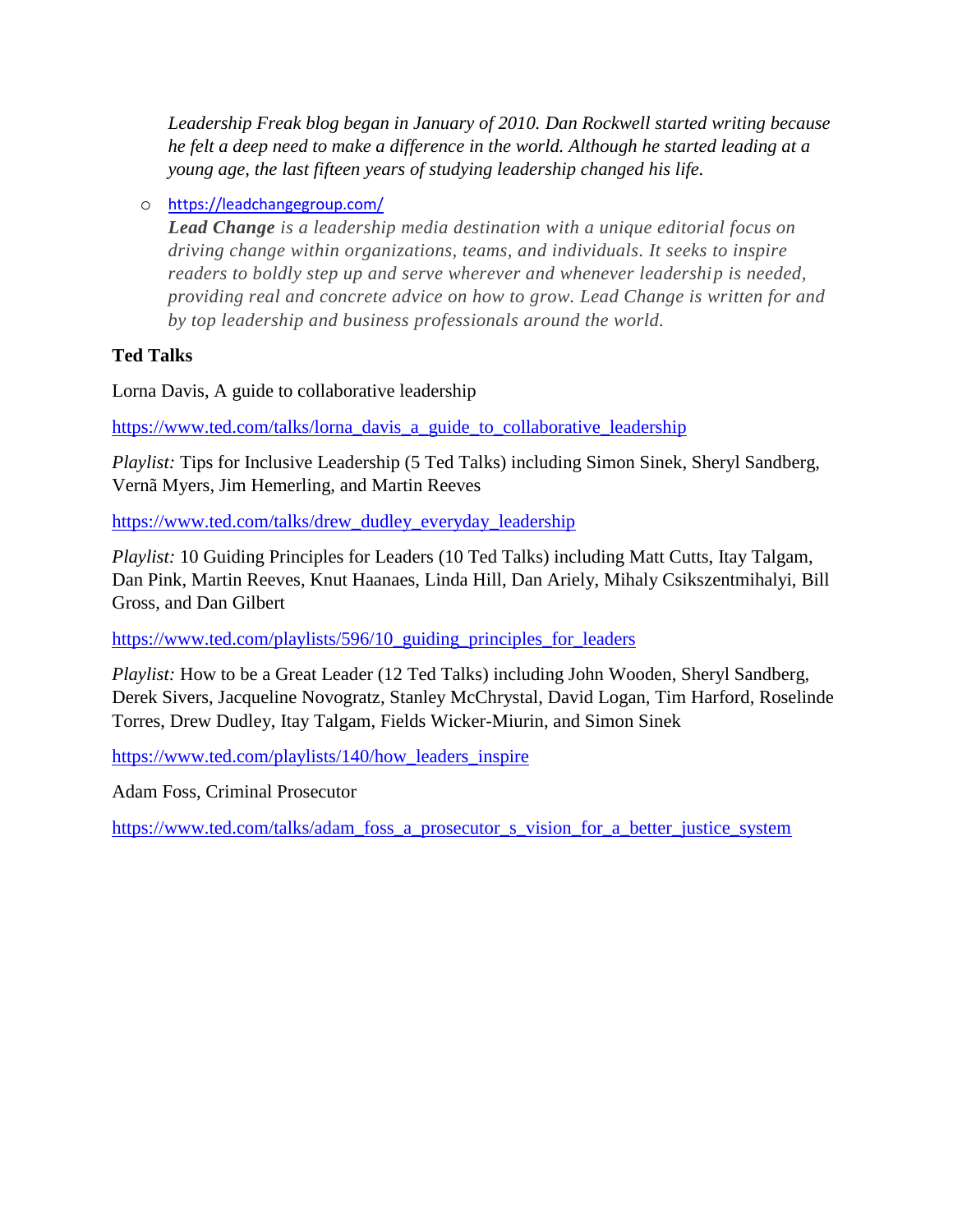*Leadership Freak blog began in January of 2010. Dan Rockwell started writing because he felt a deep need to make a difference in the world. Although he started leading at a young age, the last fifteen years of studying leadership changed his life.*

- https://leadchangegroup.com/
  ***Lead Change** is a leadership media destination with a unique editorial focus on driving change within organizations, teams, and individuals. It seeks to inspire readers to boldly step up and serve wherever and whenever leadership is needed, providing real and concrete advice on how to grow. Lead Change is written for and by top leadership and business professionals around the world.*

**Ted Talks**

Lorna Davis, A guide to collaborative leadership

https://www.ted.com/talks/lorna_davis_a_guide_to_collaborative_leadership

*Playlist:* Tips for Inclusive Leadership (5 Ted Talks) including Simon Sinek, Sheryl Sandberg, Vernã Myers, Jim Hemerling, and Martin Reeves

https://www.ted.com/talks/drew_dudley_everyday_leadership

*Playlist:* 10 Guiding Principles for Leaders (10 Ted Talks) including Matt Cutts, Itay Talgam, Dan Pink, Martin Reeves, Knut Haanaes, Linda Hill, Dan Ariely, Mihaly Csikszentmihalyi, Bill Gross, and Dan Gilbert

https://www.ted.com/playlists/596/10_guiding_principles_for_leaders

*Playlist:* How to be a Great Leader (12 Ted Talks) including John Wooden, Sheryl Sandberg, Derek Sivers, Jacqueline Novogratz, Stanley McChrystal, David Logan, Tim Harford, Roselinde Torres, Drew Dudley, Itay Talgam, Fields Wicker-Miurin, and Simon Sinek

https://www.ted.com/playlists/140/how_leaders_inspire

Adam Foss, Criminal Prosecutor

https://www.ted.com/talks/adam_foss_a_prosecutor_s_vision_for_a_better_justice_system